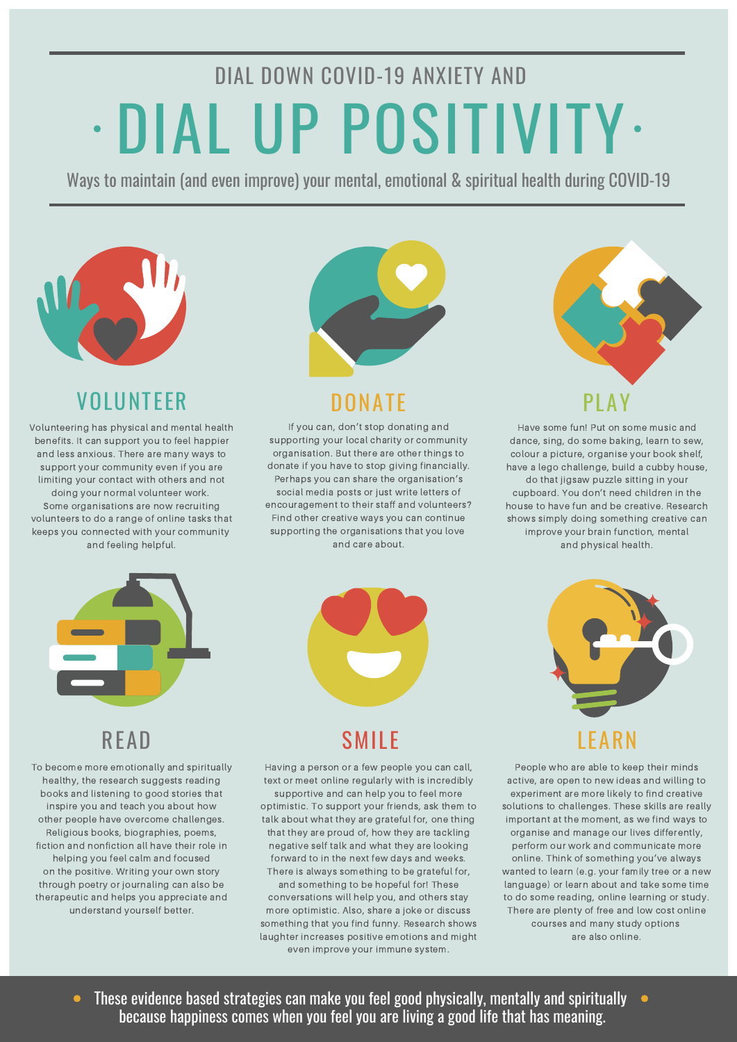DIAL DOWN COVID-19 ANXIETY AND

# DIAL UP POSITIVITY

Ways to maintain (and even improve) your mental, emotional & spiritual health during COVID-19

## VOLUNTEER

Volunteering has physical and mental health benefits. It can support you to feel happier and less anxious. There are many ways to support your community even if you are limiting your contact with others and not doing your normal volunteer work. Some organisations are now recruiting volunteers to do a range of online tasks that keeps you connected with your community and feeling helpful.

## DONATE

If you can, don't stop donating and supporting your local charity or community organisation. But there are other things to donate if you have to stop giving financially. Perhaps you can share the organisation's social media posts or just write letters of encouragement to their staff and volunteers? Find other creative ways you can continue supporting the organisations that you love and care about.

## PLAY

Have some fun! Put on some music and dance, sing, do some baking, learn to sew, colour a picture, organise your book shelf, have a lego challenge, build a cubby house, do that jigsaw puzzle sitting in your cupboard. You don't need children in the house to have fun and be creative. Research shows simply doing something creative can improve your brain function, mental and physical health.

## READ

To become more emotionally and spiritually healthy, the research suggests reading books and listening to good stories that inspire you and teach you about how other people have overcome challenges. Religious books, biographies, poems, fiction and nonfiction all have their role in helping you feel calm and focused on the positive. Writing your own story through poetry or journaling can also be therapeutic and helps you appreciate and understand yourself better.

## SMILE

Having a person or a few people you can call, text or meet online regularly with is incredibly supportive and can help you to feel more optimistic. To support your friends, ask them to talk about what they are grateful for, one thing that they are proud of, how they are tackling negative self talk and what they are looking forward to in the next few days and weeks. There is always something to be grateful for, and something to be hopeful for! These conversations will help you, and others stay more optimistic. Also, share a joke or discuss something that you find funny. Research shows laughter increases positive emotions and might even improve your immune system.

## LEARN

People who are able to keep their minds active, are open to new ideas and willing to experiment are more likely to find creative solutions to challenges. These skills are really important at the moment, as we find ways to organise and manage our lives differently, perform our work and communicate more online. Think of something you've always wanted to learn (e.g. your family tree or a new language) or learn about and take some time to do some reading, online learning or study. There are plenty of free and low cost online courses and many study options are also online.

These evidence based strategies can make you feel good physically, mentally and spiritually because happiness comes when you feel you are living a good life that has meaning.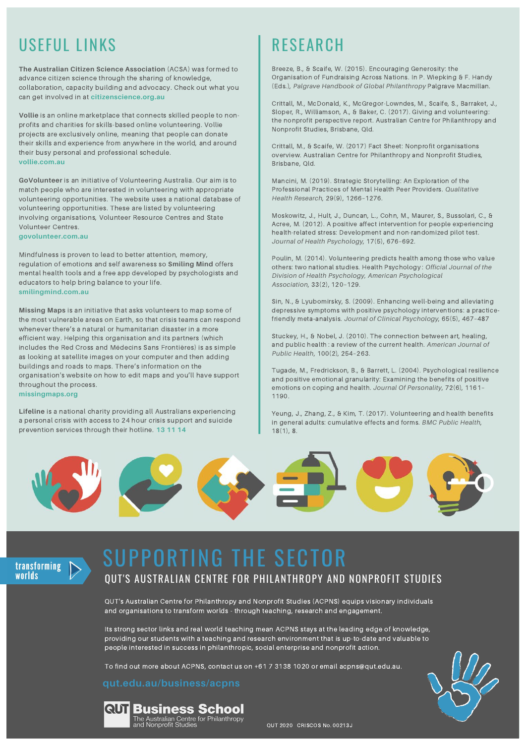## USEFUL LINKS

**The Australian Citizen Science Association** (ACSA) was formed to advance citizen science through the sharing of knowledge, collaboration, capacity building and advocacy. Check out what you can get involved in at **citizenscience.org.au**

**Vollie** is an online marketplace that connects skilled people to non-profits and charities for skills-based online volunteering. Vollie projects are exclusively online, meaning that people can donate their skills and experience from anywhere in the world, and around their busy personal and professional schedule.
**vollie.com.au**

**GoVolunteer** is an initiative of Volunteering Australia. Our aim is to match people who are interested in volunteering with appropriate volunteering opportunities. The website uses a national database of volunteering opportunities. These are listed by volunteering involving organisations, Volunteer Resource Centres and State Volunteer Centres.
**govolunteer.com.au**

Mindfulness is proven to lead to better attention, memory, regulation of emotions and self awareness so **Smiling Mind** offers mental health tools and a free app developed by psychologists and educators to help bring balance to your life.
**smilingmind.com.au**

**Missing Maps** is an initiative that asks volunteers to map some of the most vulnerable areas on Earth, so that crisis teams can respond whenever there's a natural or humanitarian disaster in a more efficient way. Helping this organisation and its partners (which includes the Red Cross and Médecins Sans Frontières) is as simple as looking at satellite images on your computer and then adding buildings and roads to maps. There's information on the organisation's website on how to edit maps and you'll have support throughout the process.
**missingmaps.org**

**Lifeline** is a national charity providing all Australians experiencing a personal crisis with access to 24 hour crisis support and suicide prevention services through their hotline. **13 11 14**

## RESEARCH

Breeze, B., & Scaife, W. (2015). Encouraging Generosity: the Organisation of Fundraising Across Nations. In P. Wiepking & F. Handy (Eds.), *Palgrave Handbook of Global Philanthropy* Palgrave Macmillan.

Crittall, M., McDonald, K., McGregor-Lowndes, M., Scaife, S., Barraket, J., Sloper, R., Williamson, A., & Baker, C. (2017). Giving and volunteering: the nonprofit perspective report. Australian Centre for Philanthropy and Nonprofit Studies, Brisbane, Qld.

Crittall, M., & Scaife, W. (2017) Fact Sheet: Nonprofit organisations overview. Australian Centre for Philanthropy and Nonprofit Studies, Brisbane, Qld.

Mancini, M. (2019). Strategic Storytelling: An Exploration of the Professional Practices of Mental Health Peer Providers. *Qualitative Health Research*, 29(9), 1266-1276.

Moskowitz, J., Hult, J., Duncan, L., Cohn, M., Maurer, S., Bussolari, C., & Acree, M. (2012). A positive affect intervention for people experiencing health-related stress: Development and non-randomized pilot test. *Journal of Health Psychology*, 17(5), 676-692.

Poulin, M. (2014). Volunteering predicts health among those who value others: two national studies. Health Psychology: *Official Journal of the Division of Health Psychology, American Psychological Association*, 33(2), 120-129.

Sin, N., & Lyubomirsky, S. (2009). Enhancing well-being and alleviating depressive symptoms with positive psychology interventions: a practice-friendly meta-analysis. *Journal of Clinical Psychology*, 65(5), 467-487

Stuckey, H., & Nobel, J. (2010). The connection between art, healing, and public health : a review of the current health. *American Journal of Public Health*, 100(2), 254-263.

Tugade, M., Fredrickson, B., & Barrett, L. (2004). Psychological resilience and positive emotional granularity: Examining the benefits of positive emotions on coping and health. *Journal Of Personality*, 72(6), 1161-1190.

Yeung, J., Zhang, Z., & Kim, T. (2017). Volunteering and health benefits in general adults: cumulative effects and forms. *BMC Public Health*, 18(1), 8.

transforming worlds

# SUPPORTING THE SECTOR

## QUT'S AUSTRALIAN CENTRE FOR PHILANTHROPY AND NONPROFIT STUDIES

QUT's Australian Centre for Philanthropy and Nonprofit Studies (ACPNS) equips visionary individuals and organisations to transform worlds - through teaching, research and engagement.

Its strong sector links and real world teaching mean ACPNS stays at the leading edge of knowledge, providing our students with a teaching and research environment that is up-to-date and valuable to people interested in success in philanthropic, social enterprise and nonprofit action.

To find out more about ACPNS, contact us on +61 7 3138 1020 or email acpns@qut.edu.au.

**qut.edu.au/business/acpns**

QUT Business School
The Australian Centre for Philanthropy and Nonprofit Studies

QUT 2020 CRICOS No. 00213J